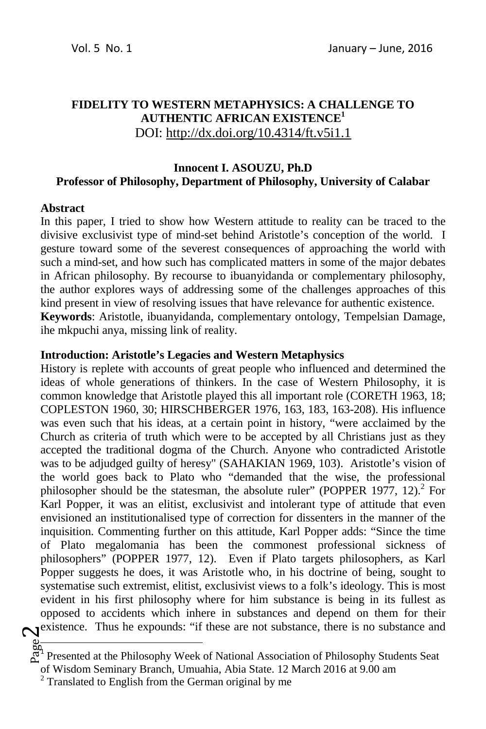# FIDELITY TO WESTERN METAPHYSICS: A CHALLENGE TO AUTHENTIC AFRICAN EXISTENCE[1]

DOI: http://dx.doi.org/10.4314/ft.v5i1.1

**Innocent I. ASOUZU, Ph.D**
**Professor of Philosophy, Department of Philosophy, University of Calabar**

## Abstract

In this paper, I tried to show how Western attitude to reality can be traced to the divisive exclusivist type of mind-set behind Aristotle's conception of the world. I gesture toward some of the severest consequences of approaching the world with such a mind-set, and how such has complicated matters in some of the major debates in African philosophy. By recourse to ibuanyidanda or complementary philosophy, the author explores ways of addressing some of the challenges approaches of this kind present in view of resolving issues that have relevance for authentic existence.

**Keywords**: Aristotle, ibuanyidanda, complementary ontology, Tempelsian Damage, ihe mkpuchi anya, missing link of reality.

## Introduction: Aristotle's Legacies and Western Metaphysics

History is replete with accounts of great people who influenced and determined the ideas of whole generations of thinkers. In the case of Western Philosophy, it is common knowledge that Aristotle played this all important role (CORETH 1963, 18; COPLESTON 1960, 30; HIRSCHBERGER 1976, 163, 183, 163-208). His influence was even such that his ideas, at a certain point in history, "were acclaimed by the Church as criteria of truth which were to be accepted by all Christians just as they accepted the traditional dogma of the Church. Anyone who contradicted Aristotle was to be adjudged guilty of heresy" (SAHAKIAN 1969, 103). Aristotle's vision of the world goes back to Plato who "demanded that the wise, the professional philosopher should be the statesman, the absolute ruler" (POPPER 1977, 12).[2] For Karl Popper, it was an elitist, exclusivist and intolerant type of attitude that even envisioned an institutionalised type of correction for dissenters in the manner of the inquisition. Commenting further on this attitude, Karl Popper adds: "Since the time of Plato megalomania has been the commonest professional sickness of philosophers" (POPPER 1977, 12). Even if Plato targets philosophers, as Karl Popper suggests he does, it was Aristotle who, in his doctrine of being, sought to systematise such extremist, elitist, exclusivist views to a folk's ideology. This is most evident in his first philosophy where for him substance is being in its fullest as opposed to accidents which inhere in substances and depend on them for their existence. Thus he expounds: "if these are not substance, there is no substance and

---

[1] Presented at the Philosophy Week of National Association of Philosophy Students Seat of Wisdom Seminary Branch, Umuahia, Abia State. 12 March 2016 at 9.00 am

[2] Translated to English from the German original by me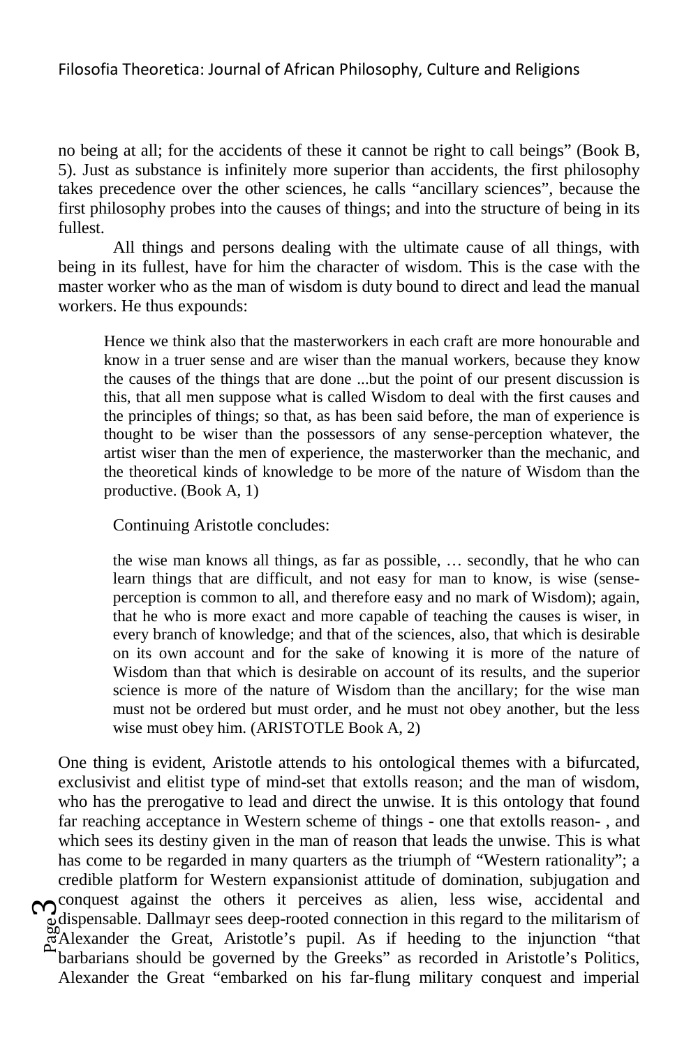no being at all; for the accidents of these it cannot be right to call beings" (Book B, 5). Just as substance is infinitely more superior than accidents, the first philosophy takes precedence over the other sciences, he calls "ancillary sciences", because the first philosophy probes into the causes of things; and into the structure of being in its fullest.

All things and persons dealing with the ultimate cause of all things, with being in its fullest, have for him the character of wisdom. This is the case with the master worker who as the man of wisdom is duty bound to direct and lead the manual workers. He thus expounds:

> Hence we think also that the masterworkers in each craft are more honourable and know in a truer sense and are wiser than the manual workers, because they know the causes of the things that are done ...but the point of our present discussion is this, that all men suppose what is called Wisdom to deal with the first causes and the principles of things; so that, as has been said before, the man of experience is thought to be wiser than the possessors of any sense-perception whatever, the artist wiser than the men of experience, the masterworker than the mechanic, and the theoretical kinds of knowledge to be more of the nature of Wisdom than the productive. (Book A, 1)

Continuing Aristotle concludes:

> the wise man knows all things, as far as possible, … secondly, that he who can learn things that are difficult, and not easy for man to know, is wise (sense-perception is common to all, and therefore easy and no mark of Wisdom); again, that he who is more exact and more capable of teaching the causes is wiser, in every branch of knowledge; and that of the sciences, also, that which is desirable on its own account and for the sake of knowing it is more of the nature of Wisdom than that which is desirable on account of its results, and the superior science is more of the nature of Wisdom than the ancillary; for the wise man must not be ordered but must order, and he must not obey another, but the less wise must obey him. (ARISTOTLE Book A, 2)

One thing is evident, Aristotle attends to his ontological themes with a bifurcated, exclusivist and elitist type of mind-set that extolls reason; and the man of wisdom, who has the prerogative to lead and direct the unwise. It is this ontology that found far reaching acceptance in Western scheme of things - one that extolls reason- , and which sees its destiny given in the man of reason that leads the unwise. This is what has come to be regarded in many quarters as the triumph of "Western rationality"; a credible platform for Western expansionist attitude of domination, subjugation and conquest against the others it perceives as alien, less wise, accidental and dispensable. Dallmayr sees deep-rooted connection in this regard to the militarism of Alexander the Great, Aristotle's pupil. As if heeding to the injunction "that barbarians should be governed by the Greeks" as recorded in Aristotle's Politics, Alexander the Great "embarked on his far-flung military conquest and imperial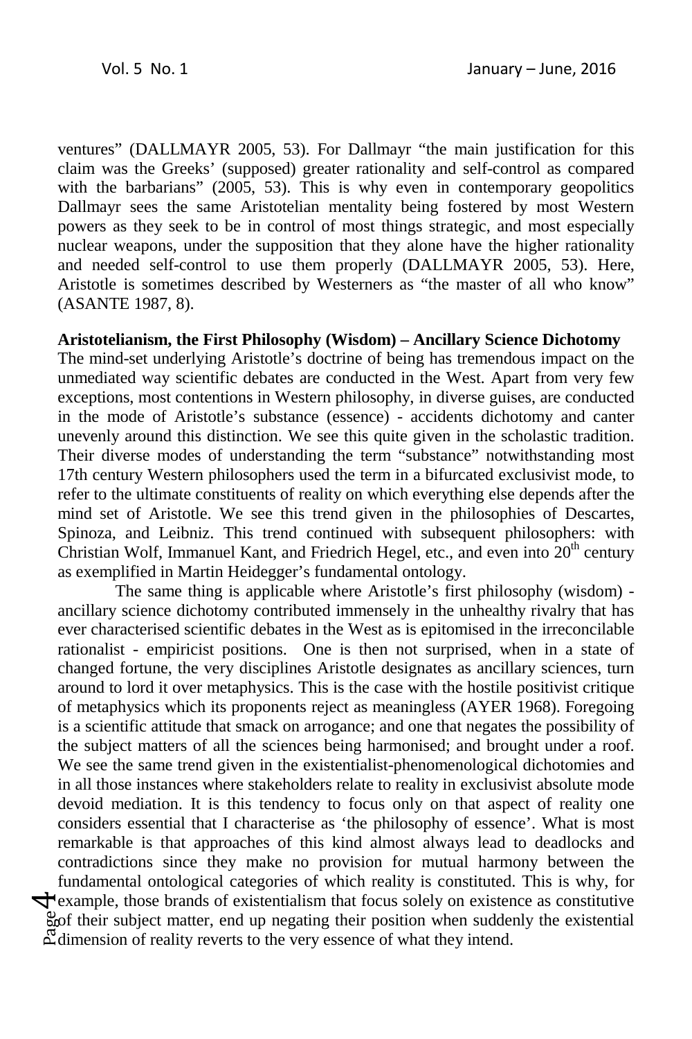ventures" (DALLMAYR 2005, 53). For Dallmayr "the main justification for this claim was the Greeks' (supposed) greater rationality and self-control as compared with the barbarians" (2005, 53). This is why even in contemporary geopolitics Dallmayr sees the same Aristotelian mentality being fostered by most Western powers as they seek to be in control of most things strategic, and most especially nuclear weapons, under the supposition that they alone have the higher rationality and needed self-control to use them properly (DALLMAYR 2005, 53). Here, Aristotle is sometimes described by Westerners as "the master of all who know" (ASANTE 1987, 8).

**Aristotelianism, the First Philosophy (Wisdom) – Ancillary Science Dichotomy**

The mind-set underlying Aristotle's doctrine of being has tremendous impact on the unmediated way scientific debates are conducted in the West. Apart from very few exceptions, most contentions in Western philosophy, in diverse guises, are conducted in the mode of Aristotle's substance (essence) - accidents dichotomy and canter unevenly around this distinction. We see this quite given in the scholastic tradition. Their diverse modes of understanding the term "substance" notwithstanding most 17th century Western philosophers used the term in a bifurcated exclusivist mode, to refer to the ultimate constituents of reality on which everything else depends after the mind set of Aristotle. We see this trend given in the philosophies of Descartes, Spinoza, and Leibniz. This trend continued with subsequent philosophers: with Christian Wolf, Immanuel Kant, and Friedrich Hegel, etc., and even into 20th century as exemplified in Martin Heidegger's fundamental ontology.

The same thing is applicable where Aristotle's first philosophy (wisdom) - ancillary science dichotomy contributed immensely in the unhealthy rivalry that has ever characterised scientific debates in the West as is epitomised in the irreconcilable rationalist - empiricist positions. One is then not surprised, when in a state of changed fortune, the very disciplines Aristotle designates as ancillary sciences, turn around to lord it over metaphysics. This is the case with the hostile positivist critique of metaphysics which its proponents reject as meaningless (AYER 1968). Foregoing is a scientific attitude that smack on arrogance; and one that negates the possibility of the subject matters of all the sciences being harmonised; and brought under a roof. We see the same trend given in the existentialist-phenomenological dichotomies and in all those instances where stakeholders relate to reality in exclusivist absolute mode devoid mediation. It is this tendency to focus only on that aspect of reality one considers essential that I characterise as 'the philosophy of essence'. What is most remarkable is that approaches of this kind almost always lead to deadlocks and contradictions since they make no provision for mutual harmony between the fundamental ontological categories of which reality is constituted. This is why, for example, those brands of existentialism that focus solely on existence as constitutive of their subject matter, end up negating their position when suddenly the existential dimension of reality reverts to the very essence of what they intend.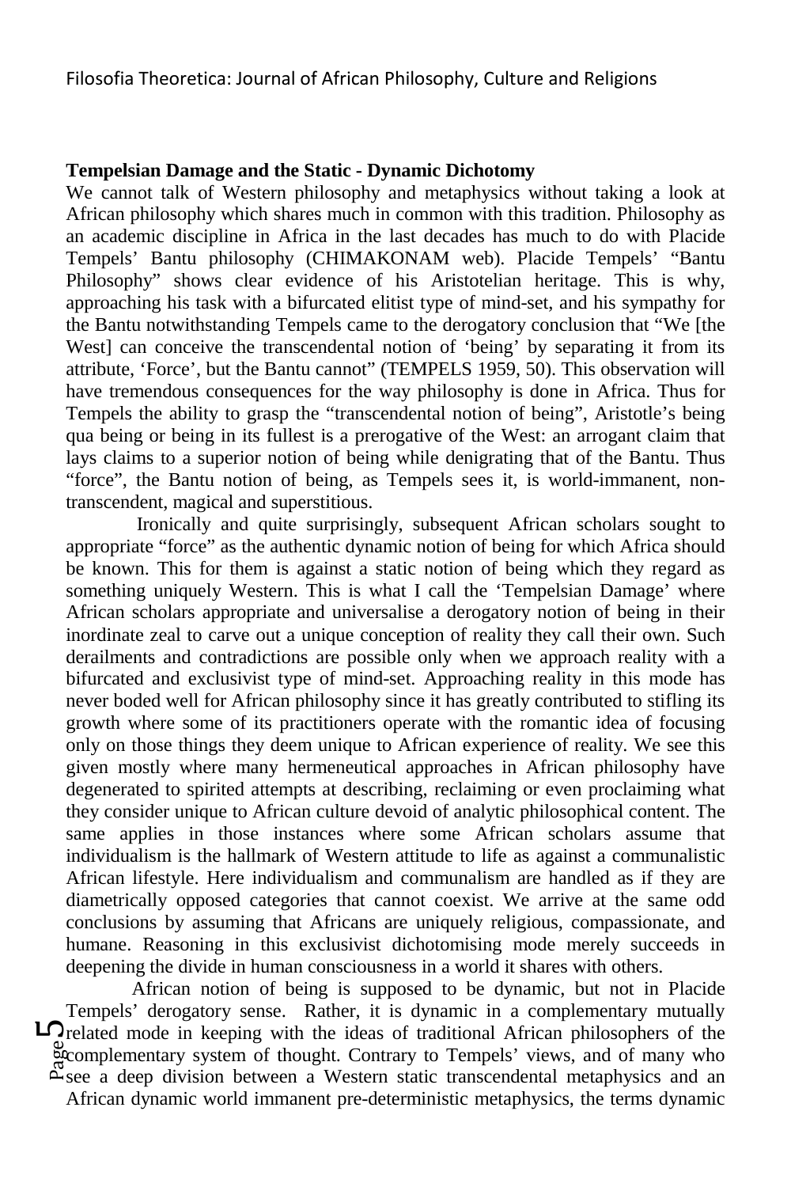**Tempelsian Damage and the Static - Dynamic Dichotomy**

We cannot talk of Western philosophy and metaphysics without taking a look at African philosophy which shares much in common with this tradition. Philosophy as an academic discipline in Africa in the last decades has much to do with Placide Tempels' Bantu philosophy (CHIMAKONAM web). Placide Tempels' "Bantu Philosophy" shows clear evidence of his Aristotelian heritage. This is why, approaching his task with a bifurcated elitist type of mind-set, and his sympathy for the Bantu notwithstanding Tempels came to the derogatory conclusion that "We [the West] can conceive the transcendental notion of 'being' by separating it from its attribute, 'Force', but the Bantu cannot" (TEMPELS 1959, 50). This observation will have tremendous consequences for the way philosophy is done in Africa. Thus for Tempels the ability to grasp the "transcendental notion of being", Aristotle's being qua being or being in its fullest is a prerogative of the West: an arrogant claim that lays claims to a superior notion of being while denigrating that of the Bantu. Thus "force", the Bantu notion of being, as Tempels sees it, is world-immanent, non-transcendent, magical and superstitious.

Ironically and quite surprisingly, subsequent African scholars sought to appropriate "force" as the authentic dynamic notion of being for which Africa should be known. This for them is against a static notion of being which they regard as something uniquely Western. This is what I call the 'Tempelsian Damage' where African scholars appropriate and universalise a derogatory notion of being in their inordinate zeal to carve out a unique conception of reality they call their own. Such derailments and contradictions are possible only when we approach reality with a bifurcated and exclusivist type of mind-set. Approaching reality in this mode has never boded well for African philosophy since it has greatly contributed to stifling its growth where some of its practitioners operate with the romantic idea of focusing only on those things they deem unique to African experience of reality. We see this given mostly where many hermeneutical approaches in African philosophy have degenerated to spirited attempts at describing, reclaiming or even proclaiming what they consider unique to African culture devoid of analytic philosophical content. The same applies in those instances where some African scholars assume that individualism is the hallmark of Western attitude to life as against a communalistic African lifestyle. Here individualism and communalism are handled as if they are diametrically opposed categories that cannot coexist. We arrive at the same odd conclusions by assuming that Africans are uniquely religious, compassionate, and humane. Reasoning in this exclusivist dichotomising mode merely succeeds in deepening the divide in human consciousness in a world it shares with others.

African notion of being is supposed to be dynamic, but not in Placide Tempels' derogatory sense. Rather, it is dynamic in a complementary mutually related mode in keeping with the ideas of traditional African philosophers of the complementary system of thought. Contrary to Tempels' views, and of many who see a deep division between a Western static transcendental metaphysics and an African dynamic world immanent pre-deterministic metaphysics, the terms dynamic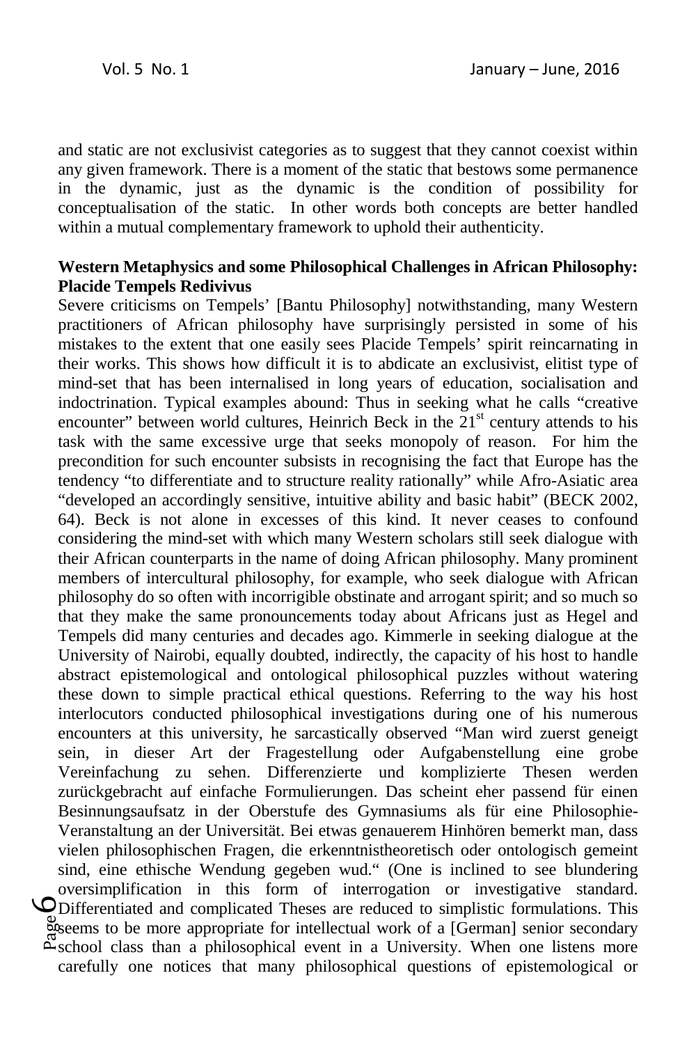and static are not exclusivist categories as to suggest that they cannot coexist within any given framework. There is a moment of the static that bestows some permanence in the dynamic, just as the dynamic is the condition of possibility for conceptualisation of the static. In other words both concepts are better handled within a mutual complementary framework to uphold their authenticity.

**Western Metaphysics and some Philosophical Challenges in African Philosophy: Placide Tempels Redivivus**

Severe criticisms on Tempels' [Bantu Philosophy] notwithstanding, many Western practitioners of African philosophy have surprisingly persisted in some of his mistakes to the extent that one easily sees Placide Tempels' spirit reincarnating in their works. This shows how difficult it is to abdicate an exclusivist, elitist type of mind-set that has been internalised in long years of education, socialisation and indoctrination. Typical examples abound: Thus in seeking what he calls "creative encounter" between world cultures, Heinrich Beck in the 21st century attends to his task with the same excessive urge that seeks monopoly of reason. For him the precondition for such encounter subsists in recognising the fact that Europe has the tendency "to differentiate and to structure reality rationally" while Afro-Asiatic area "developed an accordingly sensitive, intuitive ability and basic habit" (BECK 2002, 64). Beck is not alone in excesses of this kind. It never ceases to confound considering the mind-set with which many Western scholars still seek dialogue with their African counterparts in the name of doing African philosophy. Many prominent members of intercultural philosophy, for example, who seek dialogue with African philosophy do so often with incorrigible obstinate and arrogant spirit; and so much so that they make the same pronouncements today about Africans just as Hegel and Tempels did many centuries and decades ago. Kimmerle in seeking dialogue at the University of Nairobi, equally doubted, indirectly, the capacity of his host to handle abstract epistemological and ontological philosophical puzzles without watering these down to simple practical ethical questions. Referring to the way his host interlocutors conducted philosophical investigations during one of his numerous encounters at this university, he sarcastically observed "Man wird zuerst geneigt sein, in dieser Art der Fragestellung oder Aufgabenstellung eine grobe Vereinfachung zu sehen. Differenzierte und komplizierte Thesen werden zurückgebracht auf einfache Formulierungen. Das scheint eher passend für einen Besinnungsaufsatz in der Oberstufe des Gymnasiums als für eine Philosophie-Veranstaltung an der Universität. Bei etwas genauerem Hinhören bemerkt man, dass vielen philosophischen Fragen, die erkenntnistheoretisch oder ontologisch gemeint sind, eine ethische Wendung gegeben wud." (One is inclined to see blundering oversimplification in this form of interrogation or investigative standard. Differentiated and complicated Theses are reduced to simplistic formulations. This seems to be more appropriate for intellectual work of a [German] senior secondary school class than a philosophical event in a University. When one listens more carefully one notices that many philosophical questions of epistemological or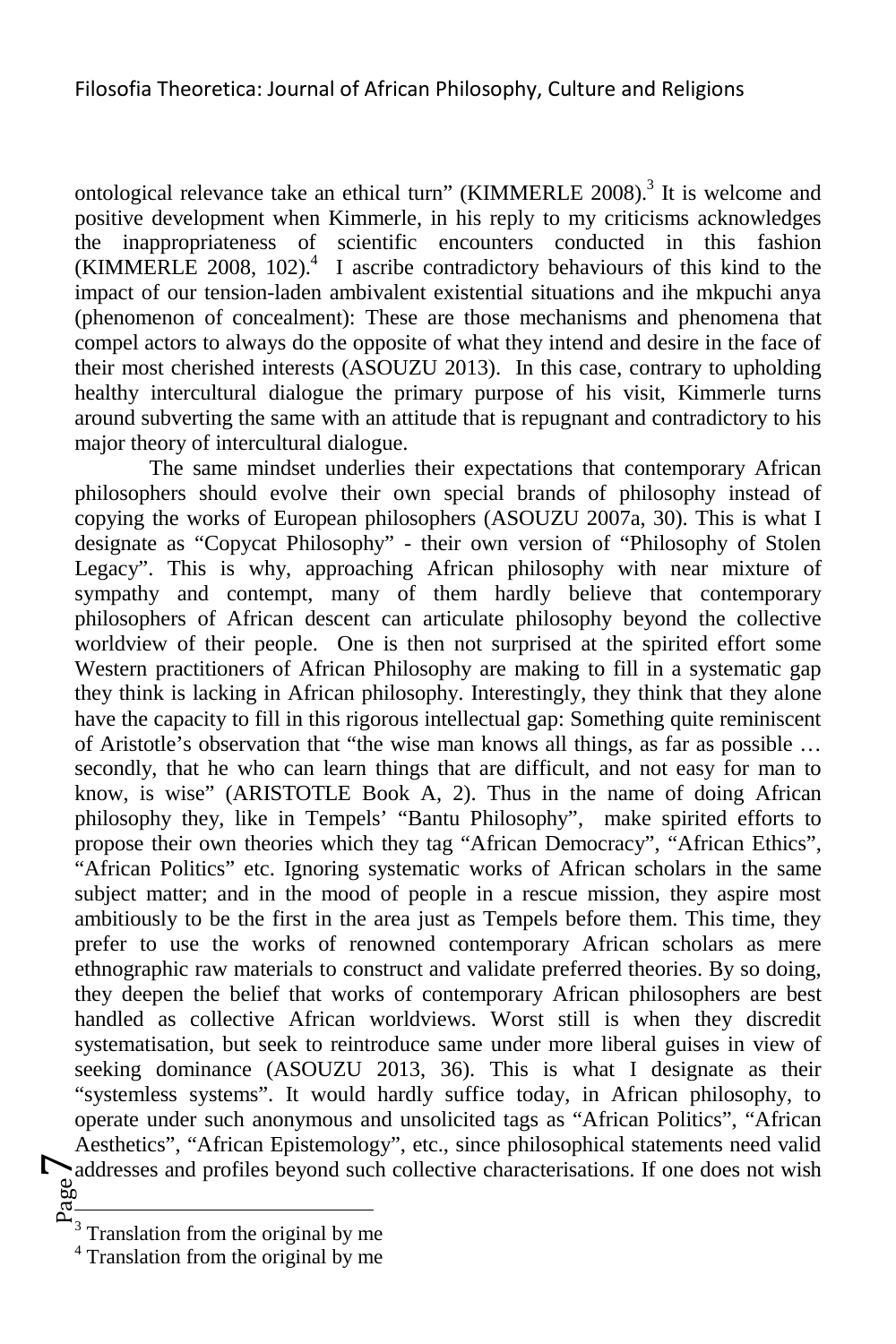ontological relevance take an ethical turn" (KIMMERLE 2008).[3] It is welcome and positive development when Kimmerle, in his reply to my criticisms acknowledges the inappropriateness of scientific encounters conducted in this fashion (KIMMERLE 2008, 102).[4] I ascribe contradictory behaviours of this kind to the impact of our tension-laden ambivalent existential situations and ihe mkpuchi anya (phenomenon of concealment): These are those mechanisms and phenomena that compel actors to always do the opposite of what they intend and desire in the face of their most cherished interests (ASOUZU 2013). In this case, contrary to upholding healthy intercultural dialogue the primary purpose of his visit, Kimmerle turns around subverting the same with an attitude that is repugnant and contradictory to his major theory of intercultural dialogue.

The same mindset underlies their expectations that contemporary African philosophers should evolve their own special brands of philosophy instead of copying the works of European philosophers (ASOUZU 2007a, 30). This is what I designate as "Copycat Philosophy" - their own version of "Philosophy of Stolen Legacy". This is why, approaching African philosophy with near mixture of sympathy and contempt, many of them hardly believe that contemporary philosophers of African descent can articulate philosophy beyond the collective worldview of their people. One is then not surprised at the spirited effort some Western practitioners of African Philosophy are making to fill in a systematic gap they think is lacking in African philosophy. Interestingly, they think that they alone have the capacity to fill in this rigorous intellectual gap: Something quite reminiscent of Aristotle's observation that "the wise man knows all things, as far as possible … secondly, that he who can learn things that are difficult, and not easy for man to know, is wise" (ARISTOTLE Book A, 2). Thus in the name of doing African philosophy they, like in Tempels' "Bantu Philosophy", make spirited efforts to propose their own theories which they tag "African Democracy", "African Ethics", "African Politics" etc. Ignoring systematic works of African scholars in the same subject matter; and in the mood of people in a rescue mission, they aspire most ambitiously to be the first in the area just as Tempels before them. This time, they prefer to use the works of renowned contemporary African scholars as mere ethnographic raw materials to construct and validate preferred theories. By so doing, they deepen the belief that works of contemporary African philosophers are best handled as collective African worldviews. Worst still is when they discredit systematisation, but seek to reintroduce same under more liberal guises in view of seeking dominance (ASOUZU 2013, 36). This is what I designate as their "systemless systems". It would hardly suffice today, in African philosophy, to operate under such anonymous and unsolicited tags as "African Politics", "African Aesthetics", "African Epistemology", etc., since philosophical statements need valid addresses and profiles beyond such collective characterisations. If one does not wish

---

[3] Translation from the original by me

[4] Translation from the original by me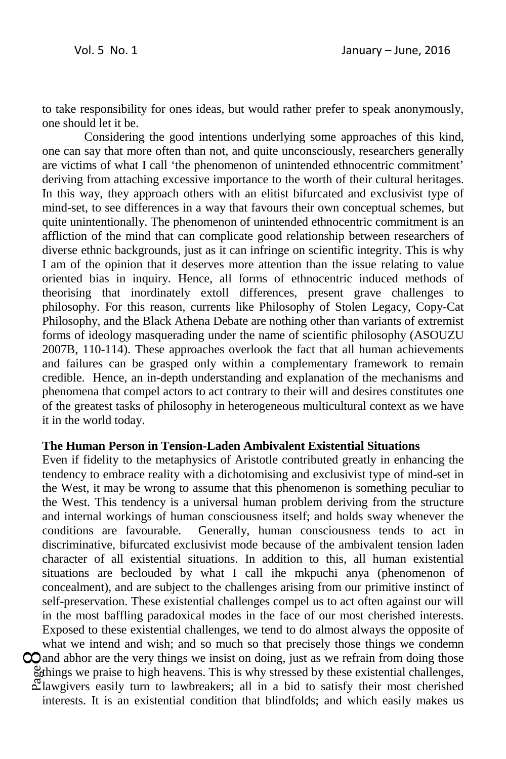to take responsibility for ones ideas, but would rather prefer to speak anonymously, one should let it be.

Considering the good intentions underlying some approaches of this kind, one can say that more often than not, and quite unconsciously, researchers generally are victims of what I call 'the phenomenon of unintended ethnocentric commitment' deriving from attaching excessive importance to the worth of their cultural heritages. In this way, they approach others with an elitist bifurcated and exclusivist type of mind-set, to see differences in a way that favours their own conceptual schemes, but quite unintentionally. The phenomenon of unintended ethnocentric commitment is an affliction of the mind that can complicate good relationship between researchers of diverse ethnic backgrounds, just as it can infringe on scientific integrity. This is why I am of the opinion that it deserves more attention than the issue relating to value oriented bias in inquiry. Hence, all forms of ethnocentric induced methods of theorising that inordinately extoll differences, present grave challenges to philosophy. For this reason, currents like Philosophy of Stolen Legacy, Copy-Cat Philosophy, and the Black Athena Debate are nothing other than variants of extremist forms of ideology masquerading under the name of scientific philosophy (ASOUZU 2007B, 110-114). These approaches overlook the fact that all human achievements and failures can be grasped only within a complementary framework to remain credible. Hence, an in-depth understanding and explanation of the mechanisms and phenomena that compel actors to act contrary to their will and desires constitutes one of the greatest tasks of philosophy in heterogeneous multicultural context as we have it in the world today.

**The Human Person in Tension-Laden Ambivalent Existential Situations**

Even if fidelity to the metaphysics of Aristotle contributed greatly in enhancing the tendency to embrace reality with a dichotomising and exclusivist type of mind-set in the West, it may be wrong to assume that this phenomenon is something peculiar to the West. This tendency is a universal human problem deriving from the structure and internal workings of human consciousness itself; and holds sway whenever the conditions are favourable. Generally, human consciousness tends to act in discriminative, bifurcated exclusivist mode because of the ambivalent tension laden character of all existential situations. In addition to this, all human existential situations are beclouded by what I call ihe mkpuchi anya (phenomenon of concealment), and are subject to the challenges arising from our primitive instinct of self-preservation. These existential challenges compel us to act often against our will in the most baffling paradoxical modes in the face of our most cherished interests. Exposed to these existential challenges, we tend to do almost always the opposite of what we intend and wish; and so much so that precisely those things we condemn and abhor are the very things we insist on doing, just as we refrain from doing those things we praise to high heavens. This is why stressed by these existential challenges, lawgivers easily turn to lawbreakers; all in a bid to satisfy their most cherished interests. It is an existential condition that blindfolds; and which easily makes us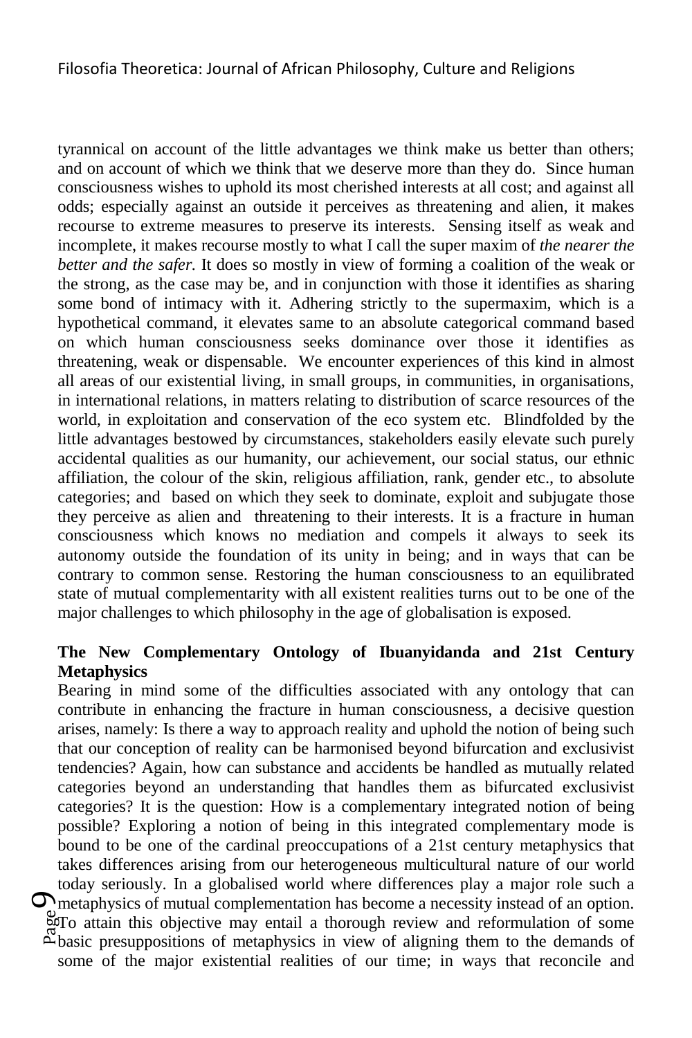tyrannical on account of the little advantages we think make us better than others; and on account of which we think that we deserve more than they do. Since human consciousness wishes to uphold its most cherished interests at all cost; and against all odds; especially against an outside it perceives as threatening and alien, it makes recourse to extreme measures to preserve its interests. Sensing itself as weak and incomplete, it makes recourse mostly to what I call the super maxim of *the nearer the better and the safer.* It does so mostly in view of forming a coalition of the weak or the strong, as the case may be, and in conjunction with those it identifies as sharing some bond of intimacy with it. Adhering strictly to the supermaxim, which is a hypothetical command, it elevates same to an absolute categorical command based on which human consciousness seeks dominance over those it identifies as threatening, weak or dispensable. We encounter experiences of this kind in almost all areas of our existential living, in small groups, in communities, in organisations, in international relations, in matters relating to distribution of scarce resources of the world, in exploitation and conservation of the eco system etc. Blindfolded by the little advantages bestowed by circumstances, stakeholders easily elevate such purely accidental qualities as our humanity, our achievement, our social status, our ethnic affiliation, the colour of the skin, religious affiliation, rank, gender etc., to absolute categories; and based on which they seek to dominate, exploit and subjugate those they perceive as alien and threatening to their interests. It is a fracture in human consciousness which knows no mediation and compels it always to seek its autonomy outside the foundation of its unity in being; and in ways that can be contrary to common sense. Restoring the human consciousness to an equilibrated state of mutual complementarity with all existent realities turns out to be one of the major challenges to which philosophy in the age of globalisation is exposed.

**The New Complementary Ontology of Ibuanyidanda and 21st Century Metaphysics**

Bearing in mind some of the difficulties associated with any ontology that can contribute in enhancing the fracture in human consciousness, a decisive question arises, namely: Is there a way to approach reality and uphold the notion of being such that our conception of reality can be harmonised beyond bifurcation and exclusivist tendencies? Again, how can substance and accidents be handled as mutually related categories beyond an understanding that handles them as bifurcated exclusivist categories? It is the question: How is a complementary integrated notion of being possible? Exploring a notion of being in this integrated complementary mode is bound to be one of the cardinal preoccupations of a 21st century metaphysics that takes differences arising from our heterogeneous multicultural nature of our world today seriously. In a globalised world where differences play a major role such a metaphysics of mutual complementation has become a necessity instead of an option. To attain this objective may entail a thorough review and reformulation of some basic presuppositions of metaphysics in view of aligning them to the demands of some of the major existential realities of our time; in ways that reconcile and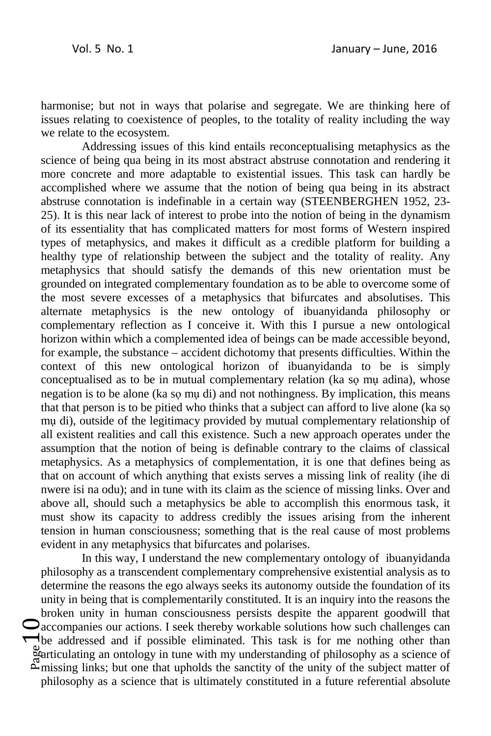harmonise; but not in ways that polarise and segregate. We are thinking here of issues relating to coexistence of peoples, to the totality of reality including the way we relate to the ecosystem.

Addressing issues of this kind entails reconceptualising metaphysics as the science of being qua being in its most abstract abstruse connotation and rendering it more concrete and more adaptable to existential issues. This task can hardly be accomplished where we assume that the notion of being qua being in its abstract abstruse connotation is indefinable in a certain way (STEENBERGHEN 1952, 23-25). It is this near lack of interest to probe into the notion of being in the dynamism of its essentiality that has complicated matters for most forms of Western inspired types of metaphysics, and makes it difficult as a credible platform for building a healthy type of relationship between the subject and the totality of reality. Any metaphysics that should satisfy the demands of this new orientation must be grounded on integrated complementary foundation as to be able to overcome some of the most severe excesses of a metaphysics that bifurcates and absolutises. This alternate metaphysics is the new ontology of ibuanyidanda philosophy or complementary reflection as I conceive it. With this I pursue a new ontological horizon within which a complemented idea of beings can be made accessible beyond, for example, the substance – accident dichotomy that presents difficulties. Within the context of this new ontological horizon of ibuanyidanda to be is simply conceptualised as to be in mutual complementary relation (ka sọ mụ adina), whose negation is to be alone (ka sọ mụ di) and not nothingness. By implication, this means that that person is to be pitied who thinks that a subject can afford to live alone (ka sọ mụ di), outside of the legitimacy provided by mutual complementary relationship of all existent realities and call this existence. Such a new approach operates under the assumption that the notion of being is definable contrary to the claims of classical metaphysics. As a metaphysics of complementation, it is one that defines being as that on account of which anything that exists serves a missing link of reality (ihe di nwere isi na odu); and in tune with its claim as the science of missing links. Over and above all, should such a metaphysics be able to accomplish this enormous task, it must show its capacity to address credibly the issues arising from the inherent tension in human consciousness; something that is the real cause of most problems evident in any metaphysics that bifurcates and polarises.

In this way, I understand the new complementary ontology of ibuanyidanda philosophy as a transcendent complementary comprehensive existential analysis as to determine the reasons the ego always seeks its autonomy outside the foundation of its unity in being that is complementarily constituted. It is an inquiry into the reasons the broken unity in human consciousness persists despite the apparent goodwill that accompanies our actions. I seek thereby workable solutions how such challenges can be addressed and if possible eliminated. This task is for me nothing other than articulating an ontology in tune with my understanding of philosophy as a science of missing links; but one that upholds the sanctity of the unity of the subject matter of philosophy as a science that is ultimately constituted in a future referential absolute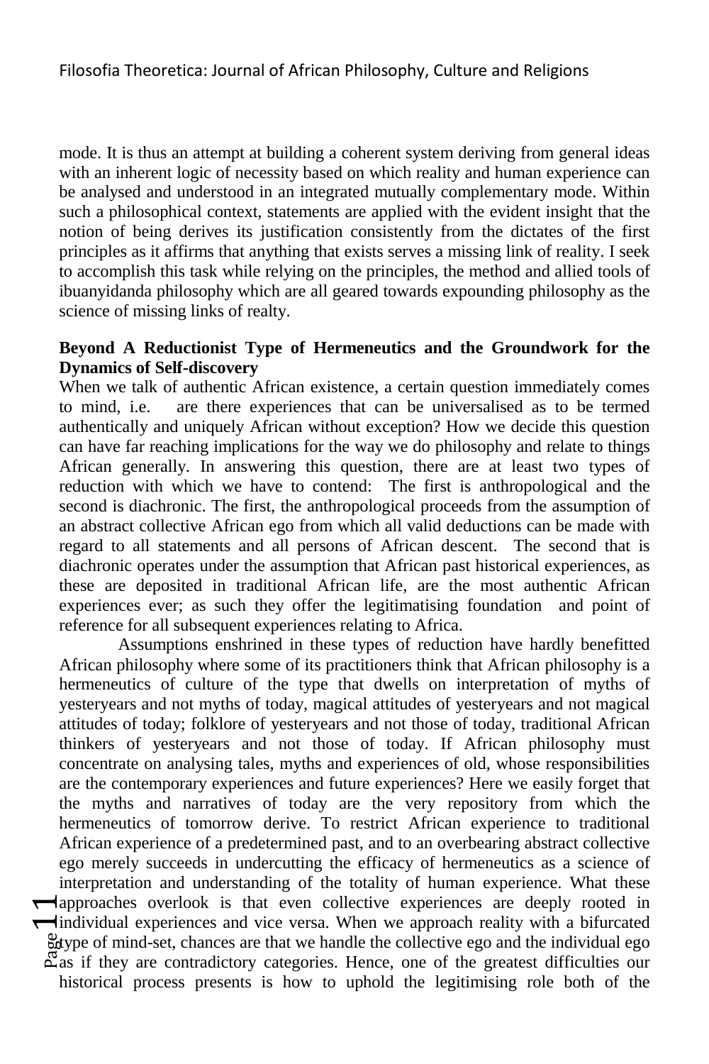mode. It is thus an attempt at building a coherent system deriving from general ideas with an inherent logic of necessity based on which reality and human experience can be analysed and understood in an integrated mutually complementary mode. Within such a philosophical context, statements are applied with the evident insight that the notion of being derives its justification consistently from the dictates of the first principles as it affirms that anything that exists serves a missing link of reality. I seek to accomplish this task while relying on the principles, the method and allied tools of ibuanyidanda philosophy which are all geared towards expounding philosophy as the science of missing links of realty.

**Beyond A Reductionist Type of Hermeneutics and the Groundwork for the Dynamics of Self-discovery**

When we talk of authentic African existence, a certain question immediately comes to mind, i.e. are there experiences that can be universalised as to be termed authentically and uniquely African without exception? How we decide this question can have far reaching implications for the way we do philosophy and relate to things African generally. In answering this question, there are at least two types of reduction with which we have to contend: The first is anthropological and the second is diachronic. The first, the anthropological proceeds from the assumption of an abstract collective African ego from which all valid deductions can be made with regard to all statements and all persons of African descent. The second that is diachronic operates under the assumption that African past historical experiences, as these are deposited in traditional African life, are the most authentic African experiences ever; as such they offer the legitimatising foundation and point of reference for all subsequent experiences relating to Africa.

Assumptions enshrined in these types of reduction have hardly benefitted African philosophy where some of its practitioners think that African philosophy is a hermeneutics of culture of the type that dwells on interpretation of myths of yesteryears and not myths of today, magical attitudes of yesteryears and not magical attitudes of today; folklore of yesteryears and not those of today, traditional African thinkers of yesteryears and not those of today. If African philosophy must concentrate on analysing tales, myths and experiences of old, whose responsibilities are the contemporary experiences and future experiences? Here we easily forget that the myths and narratives of today are the very repository from which the hermeneutics of tomorrow derive. To restrict African experience to traditional African experience of a predetermined past, and to an overbearing abstract collective ego merely succeeds in undercutting the efficacy of hermeneutics as a science of interpretation and understanding of the totality of human experience. What these approaches overlook is that even collective experiences are deeply rooted in individual experiences and vice versa. When we approach reality with a bifurcated type of mind-set, chances are that we handle the collective ego and the individual ego as if they are contradictory categories. Hence, one of the greatest difficulties our historical process presents is how to uphold the legitimising role both of the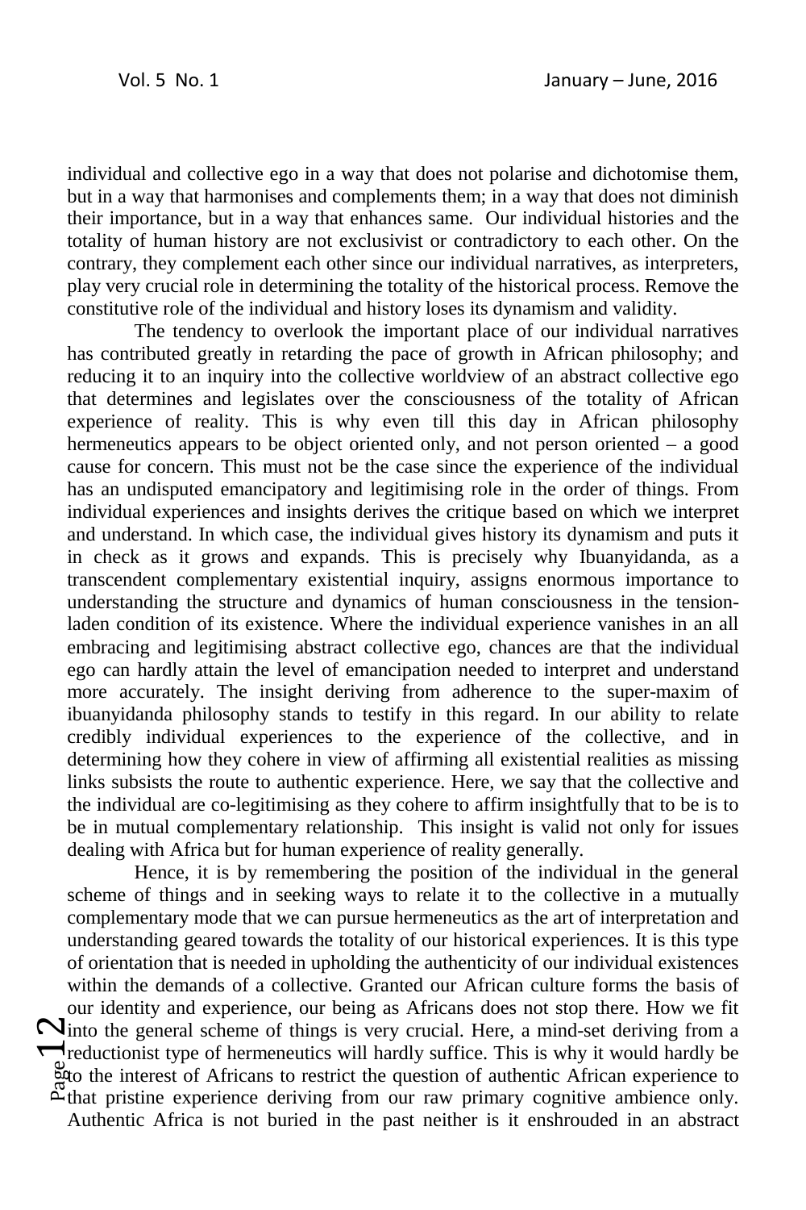individual and collective ego in a way that does not polarise and dichotomise them, but in a way that harmonises and complements them; in a way that does not diminish their importance, but in a way that enhances same. Our individual histories and the totality of human history are not exclusivist or contradictory to each other. On the contrary, they complement each other since our individual narratives, as interpreters, play very crucial role in determining the totality of the historical process. Remove the constitutive role of the individual and history loses its dynamism and validity.

The tendency to overlook the important place of our individual narratives has contributed greatly in retarding the pace of growth in African philosophy; and reducing it to an inquiry into the collective worldview of an abstract collective ego that determines and legislates over the consciousness of the totality of African experience of reality. This is why even till this day in African philosophy hermeneutics appears to be object oriented only, and not person oriented – a good cause for concern. This must not be the case since the experience of the individual has an undisputed emancipatory and legitimising role in the order of things. From individual experiences and insights derives the critique based on which we interpret and understand. In which case, the individual gives history its dynamism and puts it in check as it grows and expands. This is precisely why Ibuanyidanda, as a transcendent complementary existential inquiry, assigns enormous importance to understanding the structure and dynamics of human consciousness in the tension-laden condition of its existence. Where the individual experience vanishes in an all embracing and legitimising abstract collective ego, chances are that the individual ego can hardly attain the level of emancipation needed to interpret and understand more accurately. The insight deriving from adherence to the super-maxim of ibuanyidanda philosophy stands to testify in this regard. In our ability to relate credibly individual experiences to the experience of the collective, and in determining how they cohere in view of affirming all existential realities as missing links subsists the route to authentic experience. Here, we say that the collective and the individual are co-legitimising as they cohere to affirm insightfully that to be is to be in mutual complementary relationship. This insight is valid not only for issues dealing with Africa but for human experience of reality generally.

Hence, it is by remembering the position of the individual in the general scheme of things and in seeking ways to relate it to the collective in a mutually complementary mode that we can pursue hermeneutics as the art of interpretation and understanding geared towards the totality of our historical experiences. It is this type of orientation that is needed in upholding the authenticity of our individual existences within the demands of a collective. Granted our African culture forms the basis of our identity and experience, our being as Africans does not stop there. How we fit into the general scheme of things is very crucial. Here, a mind-set deriving from a reductionist type of hermeneutics will hardly suffice. This is why it would hardly be to the interest of Africans to restrict the question of authentic African experience to that pristine experience deriving from our raw primary cognitive ambience only. Authentic Africa is not buried in the past neither is it enshrouded in an abstract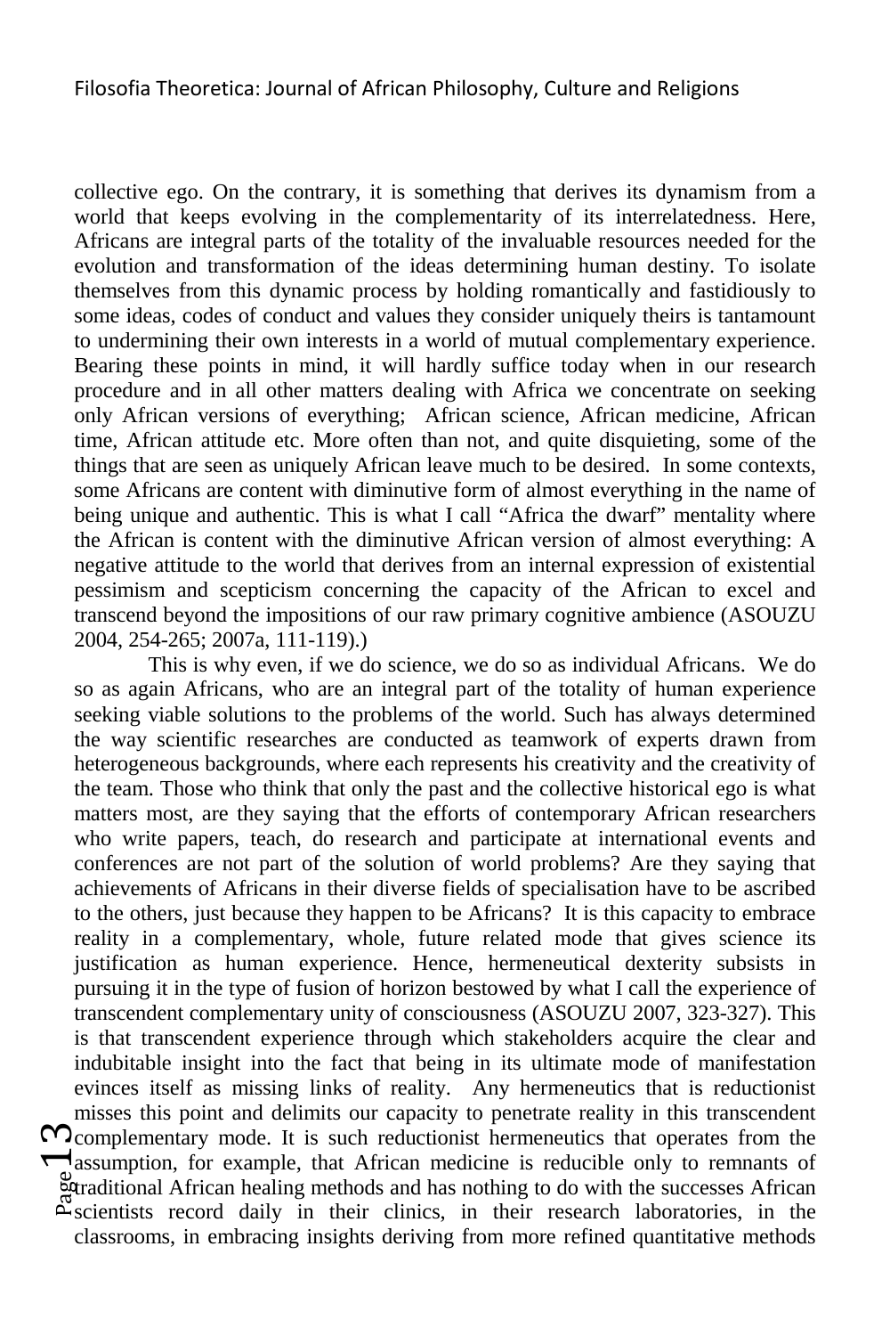collective ego. On the contrary, it is something that derives its dynamism from a world that keeps evolving in the complementarity of its interrelatedness. Here, Africans are integral parts of the totality of the invaluable resources needed for the evolution and transformation of the ideas determining human destiny. To isolate themselves from this dynamic process by holding romantically and fastidiously to some ideas, codes of conduct and values they consider uniquely theirs is tantamount to undermining their own interests in a world of mutual complementary experience. Bearing these points in mind, it will hardly suffice today when in our research procedure and in all other matters dealing with Africa we concentrate on seeking only African versions of everything; African science, African medicine, African time, African attitude etc. More often than not, and quite disquieting, some of the things that are seen as uniquely African leave much to be desired. In some contexts, some Africans are content with diminutive form of almost everything in the name of being unique and authentic. This is what I call "Africa the dwarf" mentality where the African is content with the diminutive African version of almost everything: A negative attitude to the world that derives from an internal expression of existential pessimism and scepticism concerning the capacity of the African to excel and transcend beyond the impositions of our raw primary cognitive ambience (ASOUZU 2004, 254-265; 2007a, 111-119).)

This is why even, if we do science, we do so as individual Africans. We do so as again Africans, who are an integral part of the totality of human experience seeking viable solutions to the problems of the world. Such has always determined the way scientific researches are conducted as teamwork of experts drawn from heterogeneous backgrounds, where each represents his creativity and the creativity of the team. Those who think that only the past and the collective historical ego is what matters most, are they saying that the efforts of contemporary African researchers who write papers, teach, do research and participate at international events and conferences are not part of the solution of world problems? Are they saying that achievements of Africans in their diverse fields of specialisation have to be ascribed to the others, just because they happen to be Africans? It is this capacity to embrace reality in a complementary, whole, future related mode that gives science its justification as human experience. Hence, hermeneutical dexterity subsists in pursuing it in the type of fusion of horizon bestowed by what I call the experience of transcendent complementary unity of consciousness (ASOUZU 2007, 323-327). This is that transcendent experience through which stakeholders acquire the clear and indubitable insight into the fact that being in its ultimate mode of manifestation evinces itself as missing links of reality. Any hermeneutics that is reductionist misses this point and delimits our capacity to penetrate reality in this transcendent complementary mode. It is such reductionist hermeneutics that operates from the assumption, for example, that African medicine is reducible only to remnants of traditional African healing methods and has nothing to do with the successes African scientists record daily in their clinics, in their research laboratories, in the classrooms, in embracing insights deriving from more refined quantitative methods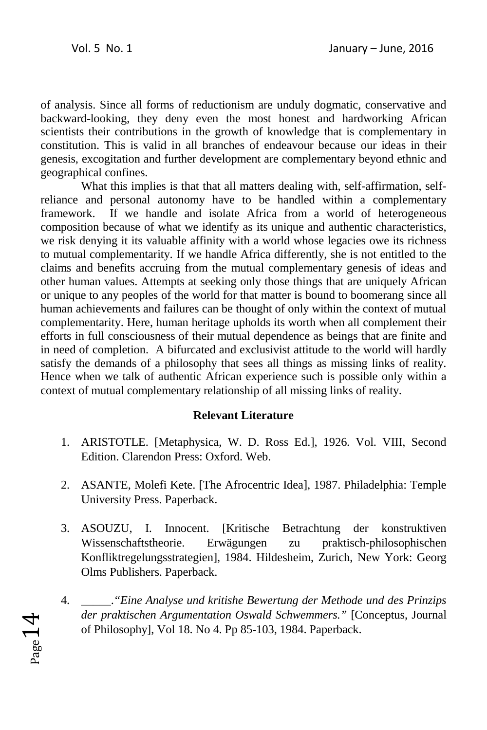of analysis. Since all forms of reductionism are unduly dogmatic, conservative and backward-looking, they deny even the most honest and hardworking African scientists their contributions in the growth of knowledge that is complementary in constitution. This is valid in all branches of endeavour because our ideas in their genesis, excogitation and further development are complementary beyond ethnic and geographical confines.

What this implies is that that all matters dealing with, self-affirmation, self-reliance and personal autonomy have to be handled within a complementary framework. If we handle and isolate Africa from a world of heterogeneous composition because of what we identify as its unique and authentic characteristics, we risk denying it its valuable affinity with a world whose legacies owe its richness to mutual complementarity. If we handle Africa differently, she is not entitled to the claims and benefits accruing from the mutual complementary genesis of ideas and other human values. Attempts at seeking only those things that are uniquely African or unique to any peoples of the world for that matter is bound to boomerang since all human achievements and failures can be thought of only within the context of mutual complementarity. Here, human heritage upholds its worth when all complement their efforts in full consciousness of their mutual dependence as beings that are finite and in need of completion. A bifurcated and exclusivist attitude to the world will hardly satisfy the demands of a philosophy that sees all things as missing links of reality. Hence when we talk of authentic African experience such is possible only within a context of mutual complementary relationship of all missing links of reality.

**Relevant Literature**

1. ARISTOTLE. [Metaphysica, W. D. Ross Ed.], 1926. Vol. VIII, Second Edition. Clarendon Press: Oxford. Web.

2. ASANTE, Molefi Kete. [The Afrocentric Idea], 1987. Philadelphia: Temple University Press. Paperback.

3. ASOUZU, I. Innocent. [Kritische Betrachtung der konstruktiven Wissenschaftstheorie. Erwägungen zu praktisch-philosophischen Konfliktregelungsstrategien], 1984. Hildesheim, Zurich, New York: Georg Olms Publishers. Paperback.

4. _____.*"Eine Analyse und kritishe Bewertung der Methode und des Prinzips der praktischen Argumentation Oswald Schwemmers."* [Conceptus, Journal of Philosophy], Vol 18. No 4. Pp 85-103, 1984. Paperback.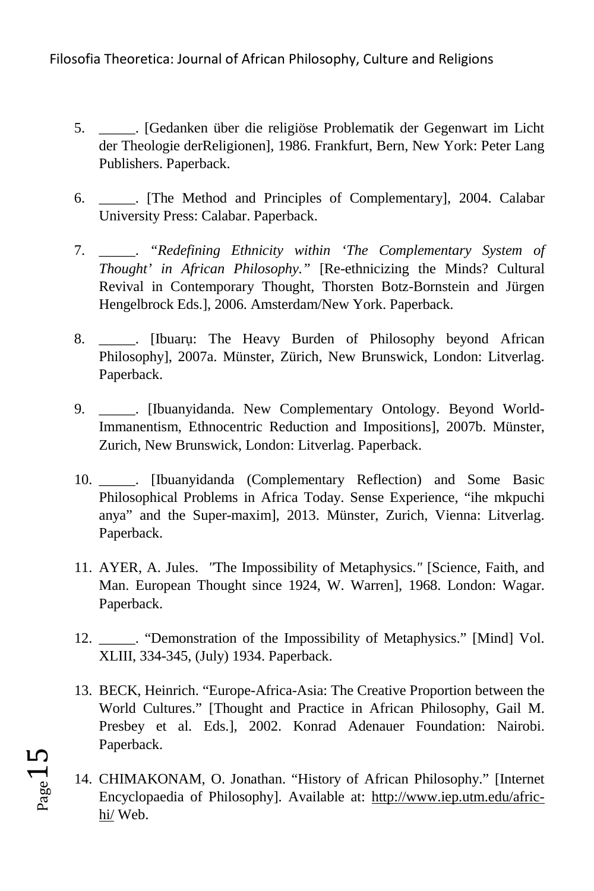5. _____. [Gedanken über die religiöse Problematik der Gegenwart im Licht der Theologie derReligionen], 1986. Frankfurt, Bern, New York: Peter Lang Publishers. Paperback.

6. _____. [The Method and Principles of Complementary], 2004. Calabar University Press: Calabar. Paperback.

7. _____. "*Redefining Ethnicity within 'The Complementary System of Thought' in African Philosophy.*" [Re-ethnicizing the Minds? Cultural Revival in Contemporary Thought, Thorsten Botz-Bornstein and Jürgen Hengelbrock Eds.], 2006. Amsterdam/New York. Paperback.

8. _____. [Ibuarụ: The Heavy Burden of Philosophy beyond African Philosophy], 2007a. Münster, Zürich, New Brunswick, London: Litverlag. Paperback.

9. _____. [Ibuanyidanda. New Complementary Ontology. Beyond World-Immanentism, Ethnocentric Reduction and Impositions], 2007b. Münster, Zurich, New Brunswick, London: Litverlag. Paperback.

10. _____. [Ibuanyidanda (Complementary Reflection) and Some Basic Philosophical Problems in Africa Today. Sense Experience, "ihe mkpuchi anya" and the Super-maxim], 2013. Münster, Zurich, Vienna: Litverlag. Paperback.

11. AYER, A. Jules. "The Impossibility of Metaphysics." [Science, Faith, and Man. European Thought since 1924, W. Warren], 1968. London: Wagar. Paperback.

12. _____. "Demonstration of the Impossibility of Metaphysics." [Mind] Vol. XLIII, 334-345, (July) 1934. Paperback.

13. BECK, Heinrich. "Europe-Africa-Asia: The Creative Proportion between the World Cultures." [Thought and Practice in African Philosophy, Gail M. Presbey et al. Eds.], 2002. Konrad Adenauer Foundation: Nairobi. Paperback.

14. CHIMAKONAM, O. Jonathan. "History of African Philosophy." [Internet Encyclopaedia of Philosophy]. Available at: http://www.iep.utm.edu/afric-hi/ Web.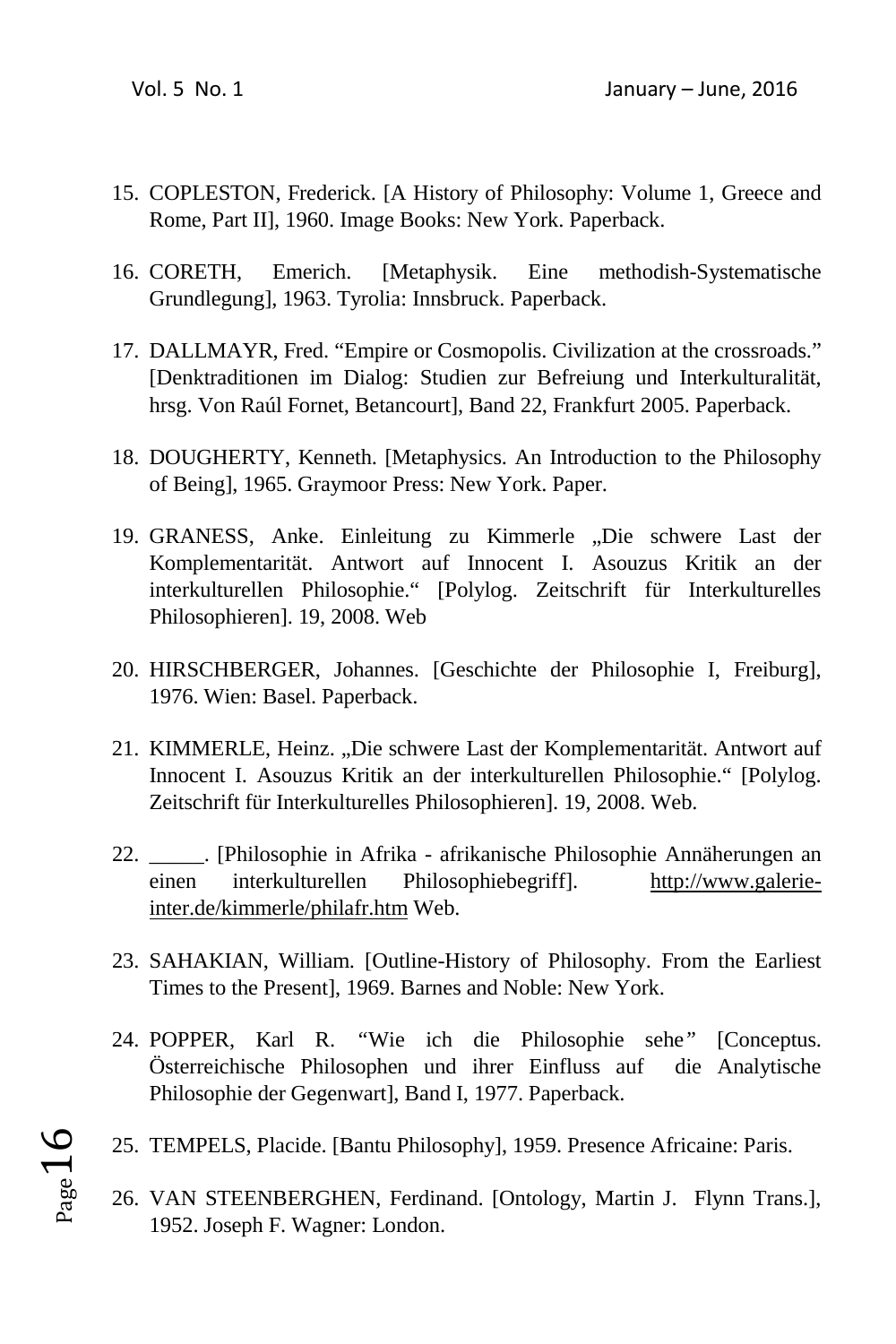15. COPLESTON, Frederick. [A History of Philosophy: Volume 1, Greece and Rome, Part II], 1960. Image Books: New York. Paperback.

16. CORETH, Emerich. [Metaphysik. Eine methodish-Systematische Grundlegung], 1963. Tyrolia: Innsbruck. Paperback.

17. DALLMAYR, Fred. "Empire or Cosmopolis. Civilization at the crossroads." [Denktraditionen im Dialog: Studien zur Befreiung und Interkulturalität, hrsg. Von Raúl Fornet, Betancourt], Band 22, Frankfurt 2005. Paperback.

18. DOUGHERTY, Kenneth. [Metaphysics. An Introduction to the Philosophy of Being], 1965. Graymoor Press: New York. Paper.

19. GRANESS, Anke. Einleitung zu Kimmerle „Die schwere Last der Komplementarität. Antwort auf Innocent I. Asouzus Kritik an der interkulturellen Philosophie." [Polylog. Zeitschrift für Interkulturelles Philosophieren]. 19, 2008. Web

20. HIRSCHBERGER, Johannes. [Geschichte der Philosophie I, Freiburg], 1976. Wien: Basel. Paperback.

21. KIMMERLE, Heinz. „Die schwere Last der Komplementarität. Antwort auf Innocent I. Asouzus Kritik an der interkulturellen Philosophie." [Polylog. Zeitschrift für Interkulturelles Philosophieren]. 19, 2008. Web.

22. _____. [Philosophie in Afrika - afrikanische Philosophie Annäherungen an einen interkulturellen Philosophiebegriff]. http://www.galerie-inter.de/kimmerle/philafr.htm Web.

23. SAHAKIAN, William. [Outline-History of Philosophy. From the Earliest Times to the Present], 1969. Barnes and Noble: New York.

24. POPPER, Karl R. "Wie ich die Philosophie sehe" [Conceptus. Österreichische Philosophen und ihrer Einfluss auf die Analytische Philosophie der Gegenwart], Band I, 1977. Paperback.

25. TEMPELS, Placide. [Bantu Philosophy], 1959. Presence Africaine: Paris.

26. VAN STEENBERGHEN, Ferdinand. [Ontology, Martin J. Flynn Trans.], 1952. Joseph F. Wagner: London.